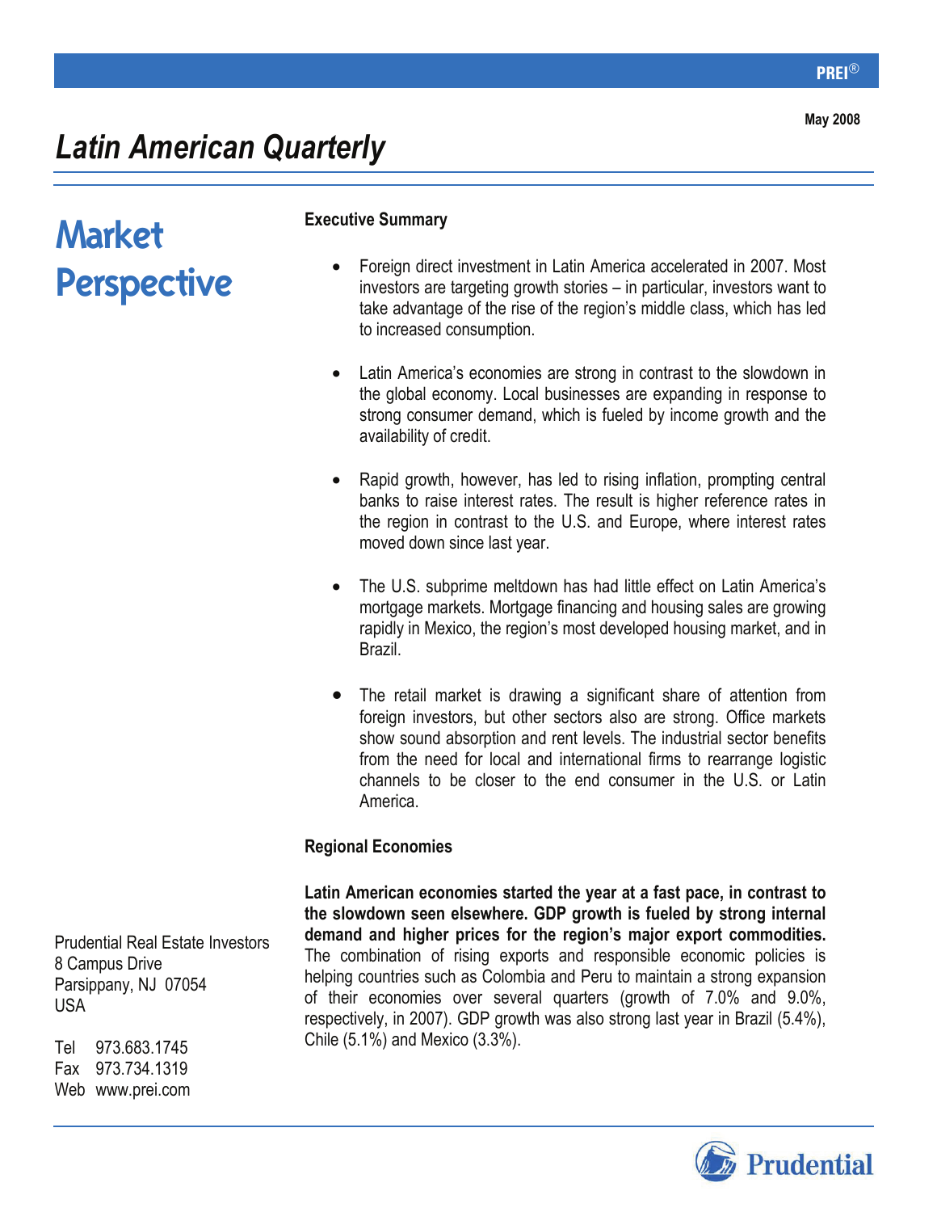PREI®

May 2008

# *Latin American Quarterly*

## Market Perspective

### Executive Summary

- Foreign direct investment in Latin America accelerated in 2007. Most investors are targeting growth stories – in particular, investors want to take advantage of the rise of the region's middle class, which has led to increased consumption.

- Latin America's economies are strong in contrast to the slowdown in the global economy. Local businesses are expanding in response to strong consumer demand, which is fueled by income growth and the availability of credit.

- Rapid growth, however, has led to rising inflation, prompting central banks to raise interest rates. The result is higher reference rates in the region in contrast to the U.S. and Europe, where interest rates moved down since last year.

- The U.S. subprime meltdown has had little effect on Latin America's mortgage markets. Mortgage financing and housing sales are growing rapidly in Mexico, the region's most developed housing market, and in Brazil.

- The retail market is drawing a significant share of attention from foreign investors, but other sectors also are strong. Office markets show sound absorption and rent levels. The industrial sector benefits from the need for local and international firms to rearrange logistic channels to be closer to the end consumer in the U.S. or Latin America.

### Regional Economies

**Latin American economies started the year at a fast pace, in contrast to the slowdown seen elsewhere. GDP growth is fueled by strong internal demand and higher prices for the region's major export commodities.** The combination of rising exports and responsible economic policies is helping countries such as Colombia and Peru to maintain a strong expansion of their economies over several quarters (growth of 7.0% and 9.0%, respectively, in 2007). GDP growth was also strong last year in Brazil (5.4%), Chile (5.1%) and Mexico (3.3%).

Prudential Real Estate Investors
8 Campus Drive
Parsippany, NJ 07054
USA

Tel 973.683.1745
Fax 973.734.1319
Web www.prei.com

Prudential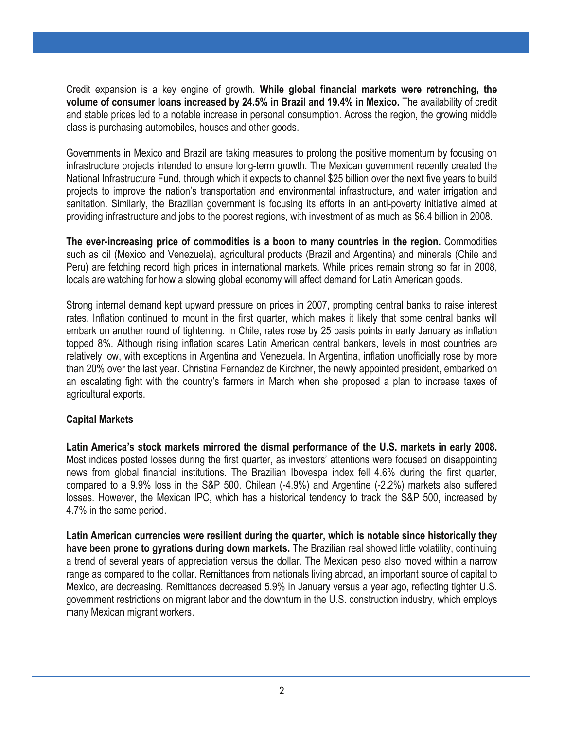Credit expansion is a key engine of growth. **While global financial markets were retrenching, the volume of consumer loans increased by 24.5% in Brazil and 19.4% in Mexico.** The availability of credit and stable prices led to a notable increase in personal consumption. Across the region, the growing middle class is purchasing automobiles, houses and other goods.

Governments in Mexico and Brazil are taking measures to prolong the positive momentum by focusing on infrastructure projects intended to ensure long-term growth. The Mexican government recently created the National Infrastructure Fund, through which it expects to channel $25 billion over the next five years to build projects to improve the nation's transportation and environmental infrastructure, and water irrigation and sanitation. Similarly, the Brazilian government is focusing its efforts in an anti-poverty initiative aimed at providing infrastructure and jobs to the poorest regions, with investment of as much as $6.4 billion in 2008.

**The ever-increasing price of commodities is a boon to many countries in the region.** Commodities such as oil (Mexico and Venezuela), agricultural products (Brazil and Argentina) and minerals (Chile and Peru) are fetching record high prices in international markets. While prices remain strong so far in 2008, locals are watching for how a slowing global economy will affect demand for Latin American goods.

Strong internal demand kept upward pressure on prices in 2007, prompting central banks to raise interest rates. Inflation continued to mount in the first quarter, which makes it likely that some central banks will embark on another round of tightening. In Chile, rates rose by 25 basis points in early January as inflation topped 8%. Although rising inflation scares Latin American central bankers, levels in most countries are relatively low, with exceptions in Argentina and Venezuela. In Argentina, inflation unofficially rose by more than 20% over the last year. Christina Fernandez de Kirchner, the newly appointed president, embarked on an escalating fight with the country's farmers in March when she proposed a plan to increase taxes of agricultural exports.

**Capital Markets**

**Latin America's stock markets mirrored the dismal performance of the U.S. markets in early 2008.** Most indices posted losses during the first quarter, as investors' attentions were focused on disappointing news from global financial institutions. The Brazilian Ibovespa index fell 4.6% during the first quarter, compared to a 9.9% loss in the S&P 500. Chilean (-4.9%) and Argentine (-2.2%) markets also suffered losses. However, the Mexican IPC, which has a historical tendency to track the S&P 500, increased by 4.7% in the same period.

**Latin American currencies were resilient during the quarter, which is notable since historically they have been prone to gyrations during down markets.** The Brazilian real showed little volatility, continuing a trend of several years of appreciation versus the dollar. The Mexican peso also moved within a narrow range as compared to the dollar. Remittances from nationals living abroad, an important source of capital to Mexico, are decreasing. Remittances decreased 5.9% in January versus a year ago, reflecting tighter U.S. government restrictions on migrant labor and the downturn in the U.S. construction industry, which employs many Mexican migrant workers.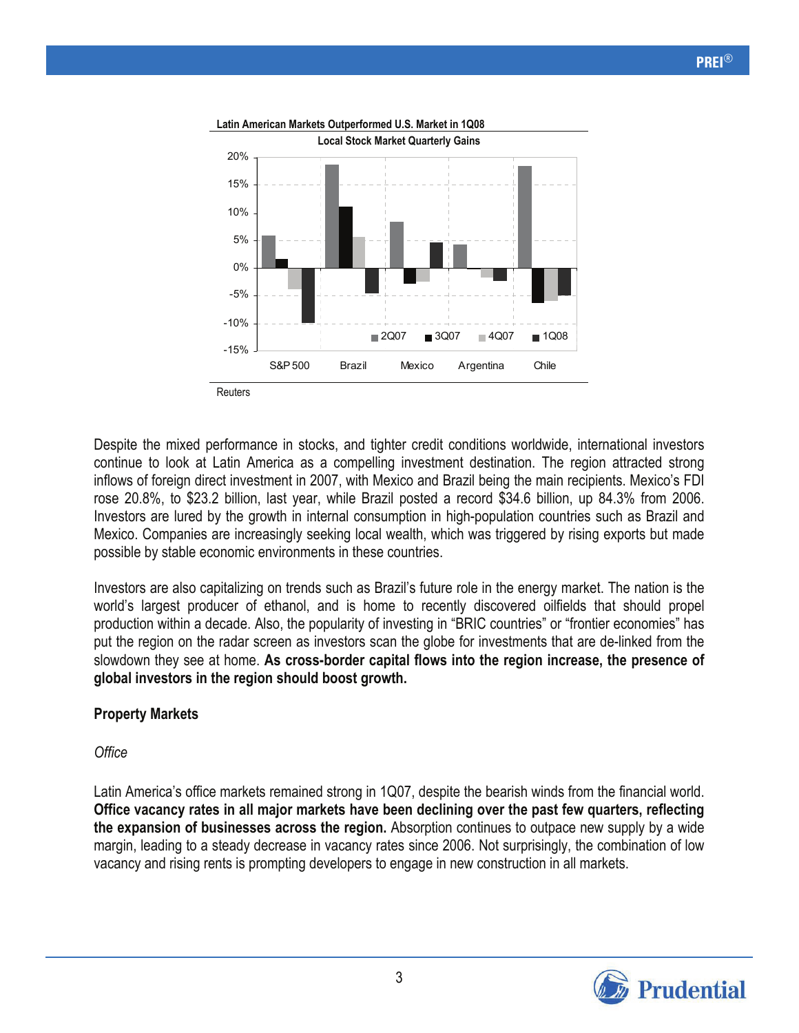**Latin American Markets Outperformed U.S. Market in 1Q08**

**Local Stock Market Quarterly Gains**

Reuters

Despite the mixed performance in stocks, and tighter credit conditions worldwide, international investors continue to look at Latin America as a compelling investment destination. The region attracted strong inflows of foreign direct investment in 2007, with Mexico and Brazil being the main recipients. Mexico's FDI rose 20.8%, to $23.2 billion, last year, while Brazil posted a record $34.6 billion, up 84.3% from 2006. Investors are lured by the growth in internal consumption in high-population countries such as Brazil and Mexico. Companies are increasingly seeking local wealth, which was triggered by rising exports but made possible by stable economic environments in these countries.

Investors are also capitalizing on trends such as Brazil's future role in the energy market. The nation is the world's largest producer of ethanol, and is home to recently discovered oilfields that should propel production within a decade. Also, the popularity of investing in "BRIC countries" or "frontier economies" has put the region on the radar screen as investors scan the globe for investments that are de-linked from the slowdown they see at home. **As cross-border capital flows into the region increase, the presence of global investors in the region should boost growth.**

## Property Markets

### *Office*

Latin America's office markets remained strong in 1Q07, despite the bearish winds from the financial world. **Office vacancy rates in all major markets have been declining over the past few quarters, reflecting the expansion of businesses across the region.** Absorption continues to outpace new supply by a wide margin, leading to a steady decrease in vacancy rates since 2006. Not surprisingly, the combination of low vacancy and rising rents is prompting developers to engage in new construction in all markets.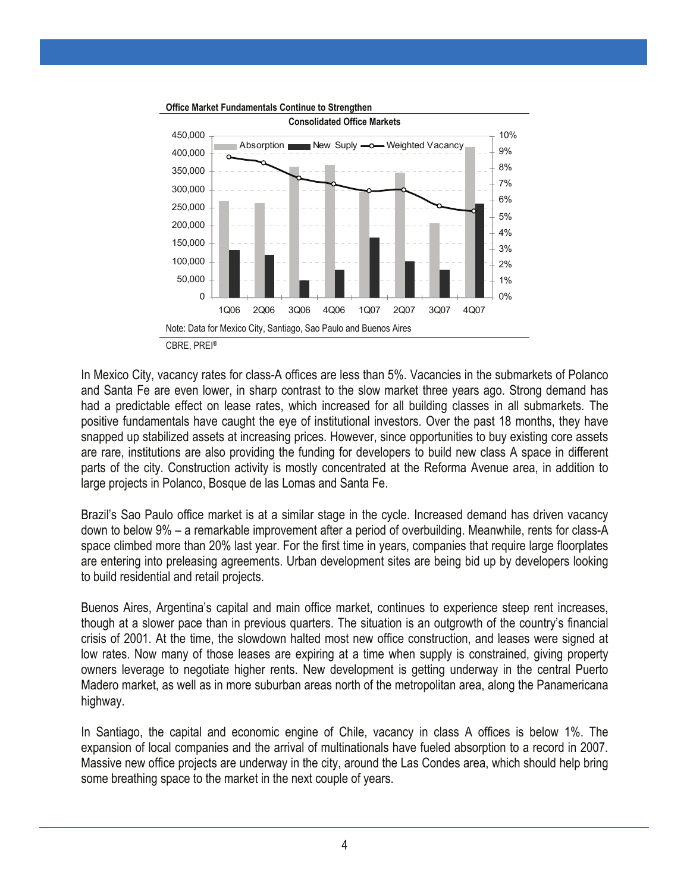**Office Market Fundamentals Continue to Strengthen**

**Consolidated Office Markets**

Note: Data for Mexico City, Santiago, Sao Paulo and Buenos Aires

CBRE, PREI®

In Mexico City, vacancy rates for class-A offices are less than 5%. Vacancies in the submarkets of Polanco and Santa Fe are even lower, in sharp contrast to the slow market three years ago. Strong demand has had a predictable effect on lease rates, which increased for all building classes in all submarkets. The positive fundamentals have caught the eye of institutional investors. Over the past 18 months, they have snapped up stabilized assets at increasing prices. However, since opportunities to buy existing core assets are rare, institutions are also providing the funding for developers to build new class A space in different parts of the city. Construction activity is mostly concentrated at the Reforma Avenue area, in addition to large projects in Polanco, Bosque de las Lomas and Santa Fe.

Brazil's Sao Paulo office market is at a similar stage in the cycle. Increased demand has driven vacancy down to below 9% – a remarkable improvement after a period of overbuilding. Meanwhile, rents for class-A space climbed more than 20% last year. For the first time in years, companies that require large floorplates are entering into preleasing agreements. Urban development sites are being bid up by developers looking to build residential and retail projects.

Buenos Aires, Argentina's capital and main office market, continues to experience steep rent increases, though at a slower pace than in previous quarters. The situation is an outgrowth of the country's financial crisis of 2001. At the time, the slowdown halted most new office construction, and leases were signed at low rates. Now many of those leases are expiring at a time when supply is constrained, giving property owners leverage to negotiate higher rents. New development is getting underway in the central Puerto Madero market, as well as in more suburban areas north of the metropolitan area, along the Panamericana highway.

In Santiago, the capital and economic engine of Chile, vacancy in class A offices is below 1%. The expansion of local companies and the arrival of multinationals have fueled absorption to a record in 2007. Massive new office projects are underway in the city, around the Las Condes area, which should help bring some breathing space to the market in the next couple of years.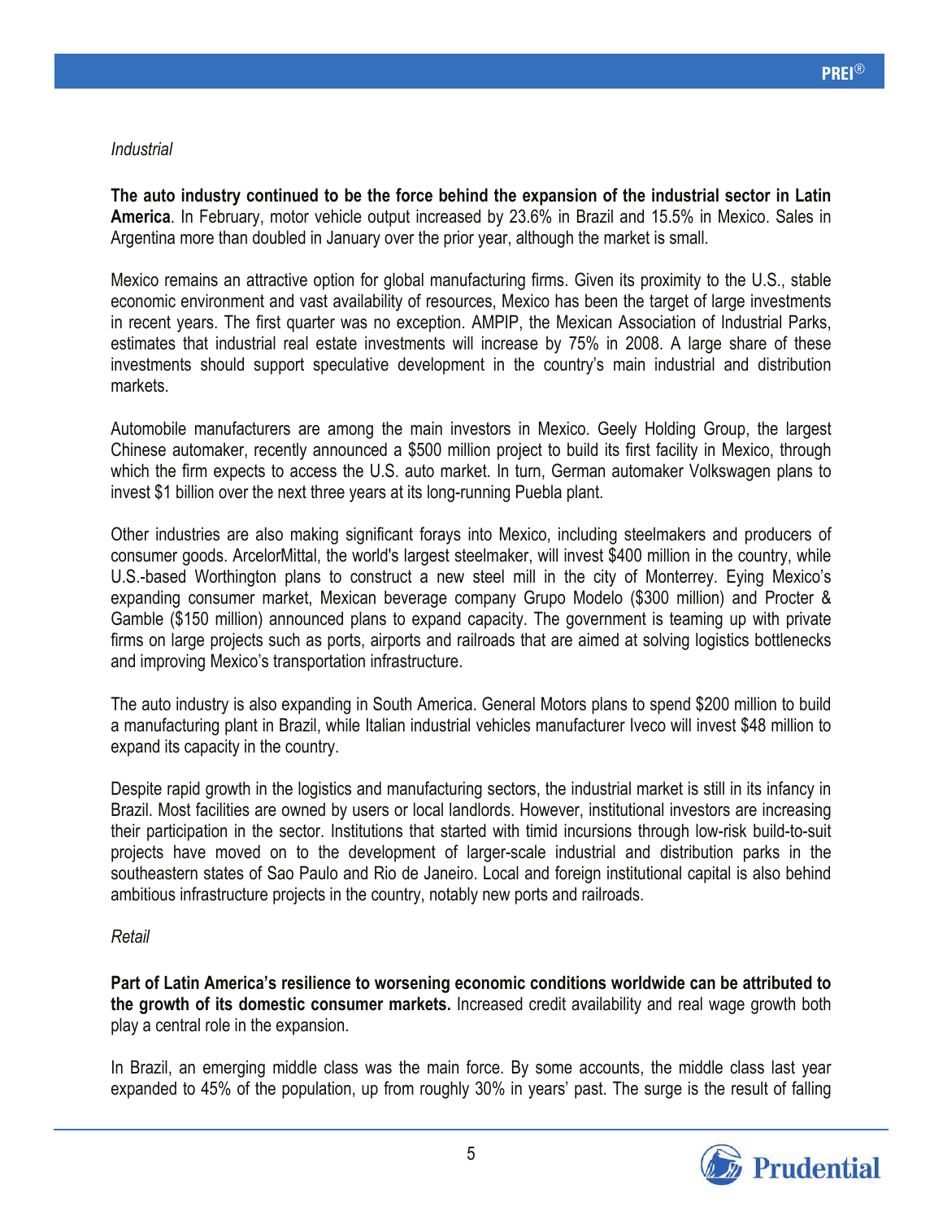*Industrial*

**The auto industry continued to be the force behind the expansion of the industrial sector in Latin America**. In February, motor vehicle output increased by 23.6% in Brazil and 15.5% in Mexico. Sales in Argentina more than doubled in January over the prior year, although the market is small.

Mexico remains an attractive option for global manufacturing firms. Given its proximity to the U.S., stable economic environment and vast availability of resources, Mexico has been the target of large investments in recent years. The first quarter was no exception. AMPIP, the Mexican Association of Industrial Parks, estimates that industrial real estate investments will increase by 75% in 2008. A large share of these investments should support speculative development in the country's main industrial and distribution markets.

Automobile manufacturers are among the main investors in Mexico. Geely Holding Group, the largest Chinese automaker, recently announced a $500 million project to build its first facility in Mexico, through which the firm expects to access the U.S. auto market. In turn, German automaker Volkswagen plans to invest $1 billion over the next three years at its long-running Puebla plant.

Other industries are also making significant forays into Mexico, including steelmakers and producers of consumer goods. ArcelorMittal, the world's largest steelmaker, will invest $400 million in the country, while U.S.-based Worthington plans to construct a new steel mill in the city of Monterrey. Eying Mexico's expanding consumer market, Mexican beverage company Grupo Modelo ($300 million) and Procter & Gamble ($150 million) announced plans to expand capacity. The government is teaming up with private firms on large projects such as ports, airports and railroads that are aimed at solving logistics bottlenecks and improving Mexico's transportation infrastructure.

The auto industry is also expanding in South America. General Motors plans to spend $200 million to build a manufacturing plant in Brazil, while Italian industrial vehicles manufacturer Iveco will invest $48 million to expand its capacity in the country.

Despite rapid growth in the logistics and manufacturing sectors, the industrial market is still in its infancy in Brazil. Most facilities are owned by users or local landlords. However, institutional investors are increasing their participation in the sector. Institutions that started with timid incursions through low-risk build-to-suit projects have moved on to the development of larger-scale industrial and distribution parks in the southeastern states of Sao Paulo and Rio de Janeiro. Local and foreign institutional capital is also behind ambitious infrastructure projects in the country, notably new ports and railroads.

*Retail*

**Part of Latin America's resilience to worsening economic conditions worldwide can be attributed to the growth of its domestic consumer markets.** Increased credit availability and real wage growth both play a central role in the expansion.

In Brazil, an emerging middle class was the main force. By some accounts, the middle class last year expanded to 45% of the population, up from roughly 30% in years' past. The surge is the result of falling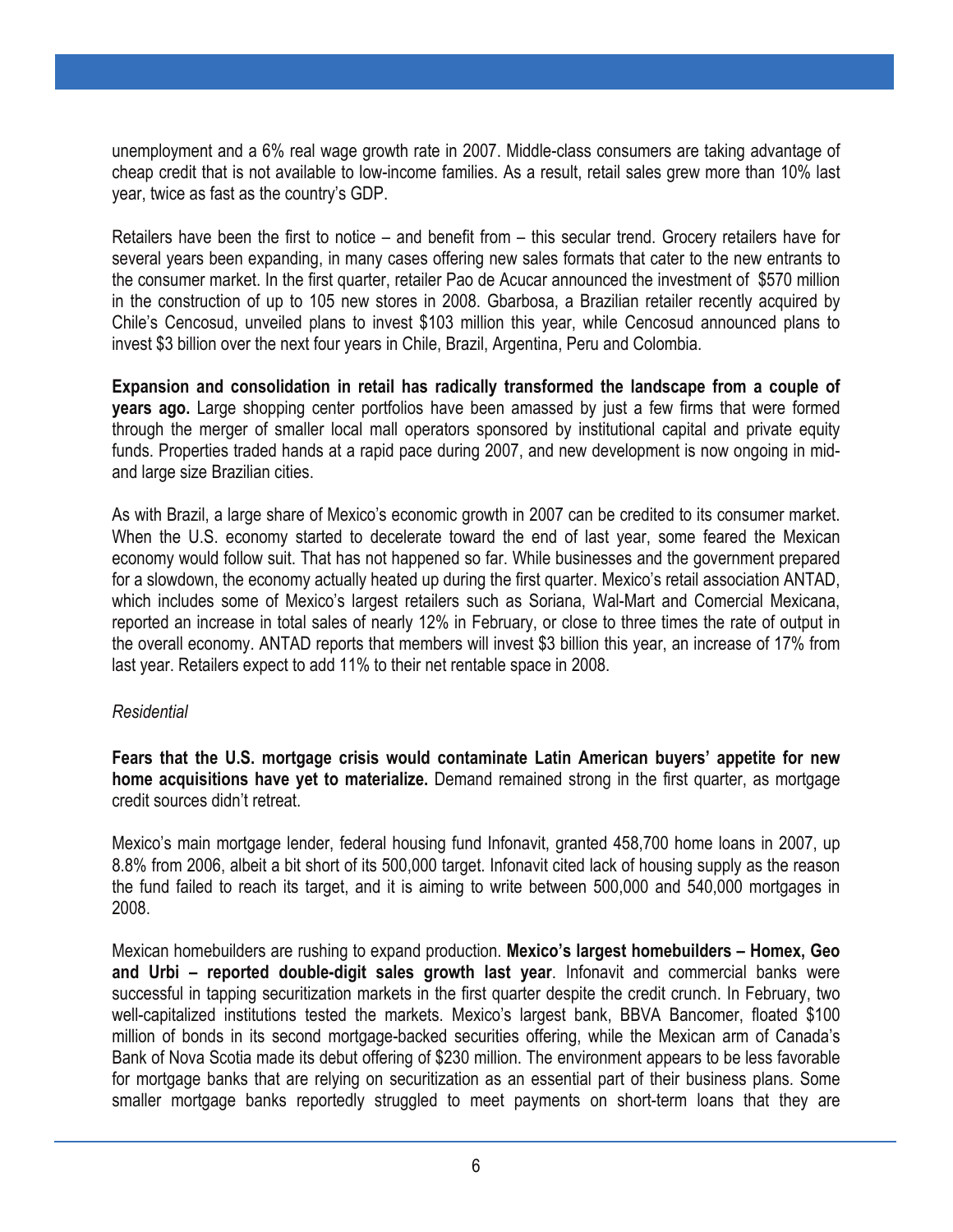unemployment and a 6% real wage growth rate in 2007. Middle-class consumers are taking advantage of cheap credit that is not available to low-income families. As a result, retail sales grew more than 10% last year, twice as fast as the country's GDP.

Retailers have been the first to notice – and benefit from – this secular trend. Grocery retailers have for several years been expanding, in many cases offering new sales formats that cater to the new entrants to the consumer market. In the first quarter, retailer Pao de Acucar announced the investment of $570 million in the construction of up to 105 new stores in 2008. Gbarbosa, a Brazilian retailer recently acquired by Chile's Cencosud, unveiled plans to invest $103 million this year, while Cencosud announced plans to invest $3 billion over the next four years in Chile, Brazil, Argentina, Peru and Colombia.

**Expansion and consolidation in retail has radically transformed the landscape from a couple of years ago.** Large shopping center portfolios have been amassed by just a few firms that were formed through the merger of smaller local mall operators sponsored by institutional capital and private equity funds. Properties traded hands at a rapid pace during 2007, and new development is now ongoing in mid- and large size Brazilian cities.

As with Brazil, a large share of Mexico's economic growth in 2007 can be credited to its consumer market. When the U.S. economy started to decelerate toward the end of last year, some feared the Mexican economy would follow suit. That has not happened so far. While businesses and the government prepared for a slowdown, the economy actually heated up during the first quarter. Mexico's retail association ANTAD, which includes some of Mexico's largest retailers such as Soriana, Wal-Mart and Comercial Mexicana, reported an increase in total sales of nearly 12% in February, or close to three times the rate of output in the overall economy. ANTAD reports that members will invest $3 billion this year, an increase of 17% from last year. Retailers expect to add 11% to their net rentable space in 2008.

*Residential*

**Fears that the U.S. mortgage crisis would contaminate Latin American buyers' appetite for new home acquisitions have yet to materialize.** Demand remained strong in the first quarter, as mortgage credit sources didn't retreat.

Mexico's main mortgage lender, federal housing fund Infonavit, granted 458,700 home loans in 2007, up 8.8% from 2006, albeit a bit short of its 500,000 target. Infonavit cited lack of housing supply as the reason the fund failed to reach its target, and it is aiming to write between 500,000 and 540,000 mortgages in 2008.

Mexican homebuilders are rushing to expand production. **Mexico's largest homebuilders – Homex, Geo and Urbi – reported double-digit sales growth last year**. Infonavit and commercial banks were successful in tapping securitization markets in the first quarter despite the credit crunch. In February, two well-capitalized institutions tested the markets. Mexico's largest bank, BBVA Bancomer, floated $100 million of bonds in its second mortgage-backed securities offering, while the Mexican arm of Canada's Bank of Nova Scotia made its debut offering of $230 million. The environment appears to be less favorable for mortgage banks that are relying on securitization as an essential part of their business plans. Some smaller mortgage banks reportedly struggled to meet payments on short-term loans that they are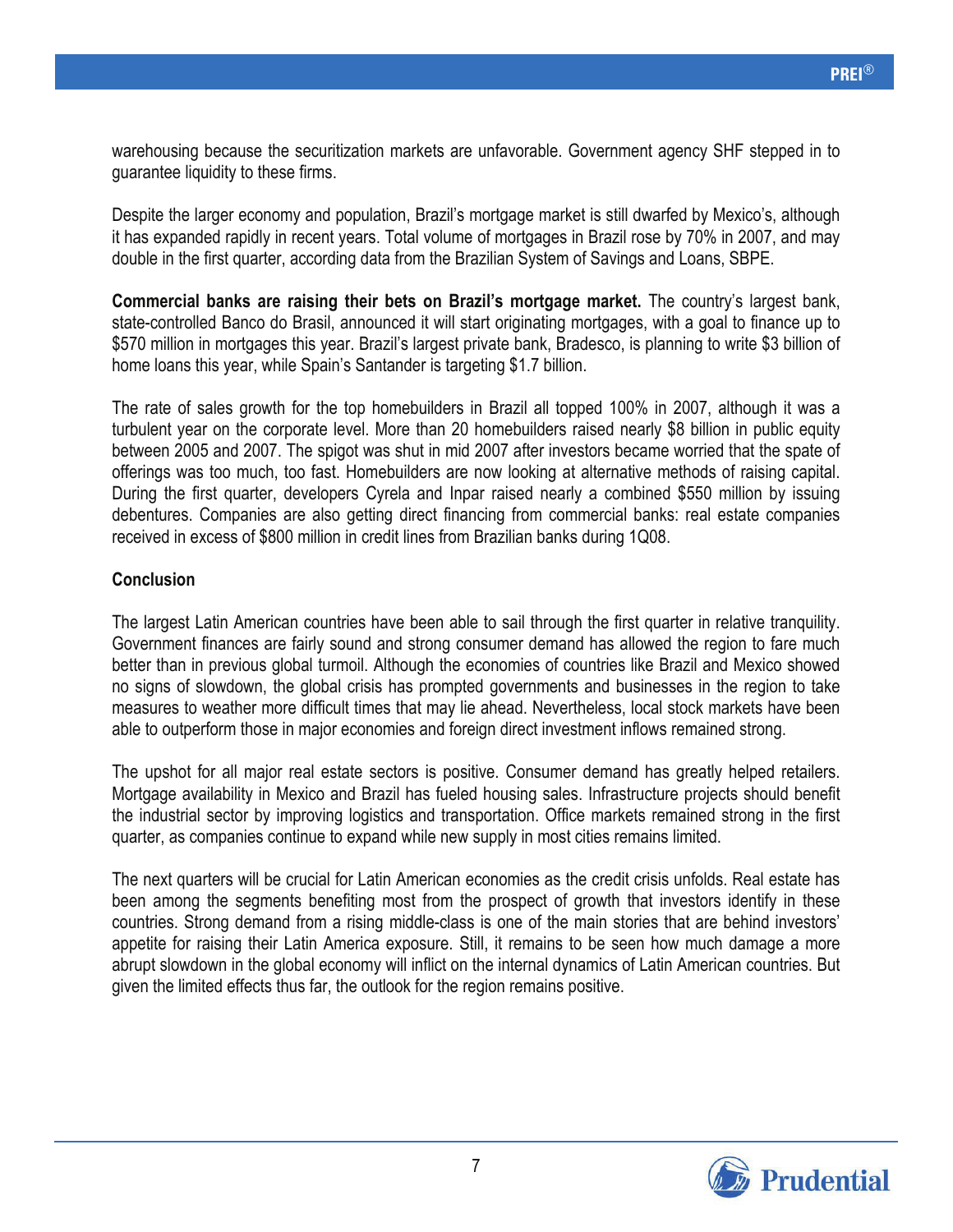warehousing because the securitization markets are unfavorable. Government agency SHF stepped in to guarantee liquidity to these firms.

Despite the larger economy and population, Brazil's mortgage market is still dwarfed by Mexico's, although it has expanded rapidly in recent years. Total volume of mortgages in Brazil rose by 70% in 2007, and may double in the first quarter, according data from the Brazilian System of Savings and Loans, SBPE.

**Commercial banks are raising their bets on Brazil's mortgage market.** The country's largest bank, state-controlled Banco do Brasil, announced it will start originating mortgages, with a goal to finance up to $570 million in mortgages this year. Brazil's largest private bank, Bradesco, is planning to write $3 billion of home loans this year, while Spain's Santander is targeting $1.7 billion.

The rate of sales growth for the top homebuilders in Brazil all topped 100% in 2007, although it was a turbulent year on the corporate level. More than 20 homebuilders raised nearly $8 billion in public equity between 2005 and 2007. The spigot was shut in mid 2007 after investors became worried that the spate of offerings was too much, too fast. Homebuilders are now looking at alternative methods of raising capital. During the first quarter, developers Cyrela and Inpar raised nearly a combined $550 million by issuing debentures. Companies are also getting direct financing from commercial banks: real estate companies received in excess of $800 million in credit lines from Brazilian banks during 1Q08.

**Conclusion**

The largest Latin American countries have been able to sail through the first quarter in relative tranquility. Government finances are fairly sound and strong consumer demand has allowed the region to fare much better than in previous global turmoil. Although the economies of countries like Brazil and Mexico showed no signs of slowdown, the global crisis has prompted governments and businesses in the region to take measures to weather more difficult times that may lie ahead. Nevertheless, local stock markets have been able to outperform those in major economies and foreign direct investment inflows remained strong.

The upshot for all major real estate sectors is positive. Consumer demand has greatly helped retailers. Mortgage availability in Mexico and Brazil has fueled housing sales. Infrastructure projects should benefit the industrial sector by improving logistics and transportation. Office markets remained strong in the first quarter, as companies continue to expand while new supply in most cities remains limited.

The next quarters will be crucial for Latin American economies as the credit crisis unfolds. Real estate has been among the segments benefiting most from the prospect of growth that investors identify in these countries. Strong demand from a rising middle-class is one of the main stories that are behind investors' appetite for raising their Latin America exposure. Still, it remains to be seen how much damage a more abrupt slowdown in the global economy will inflict on the internal dynamics of Latin American countries. But given the limited effects thus far, the outlook for the region remains positive.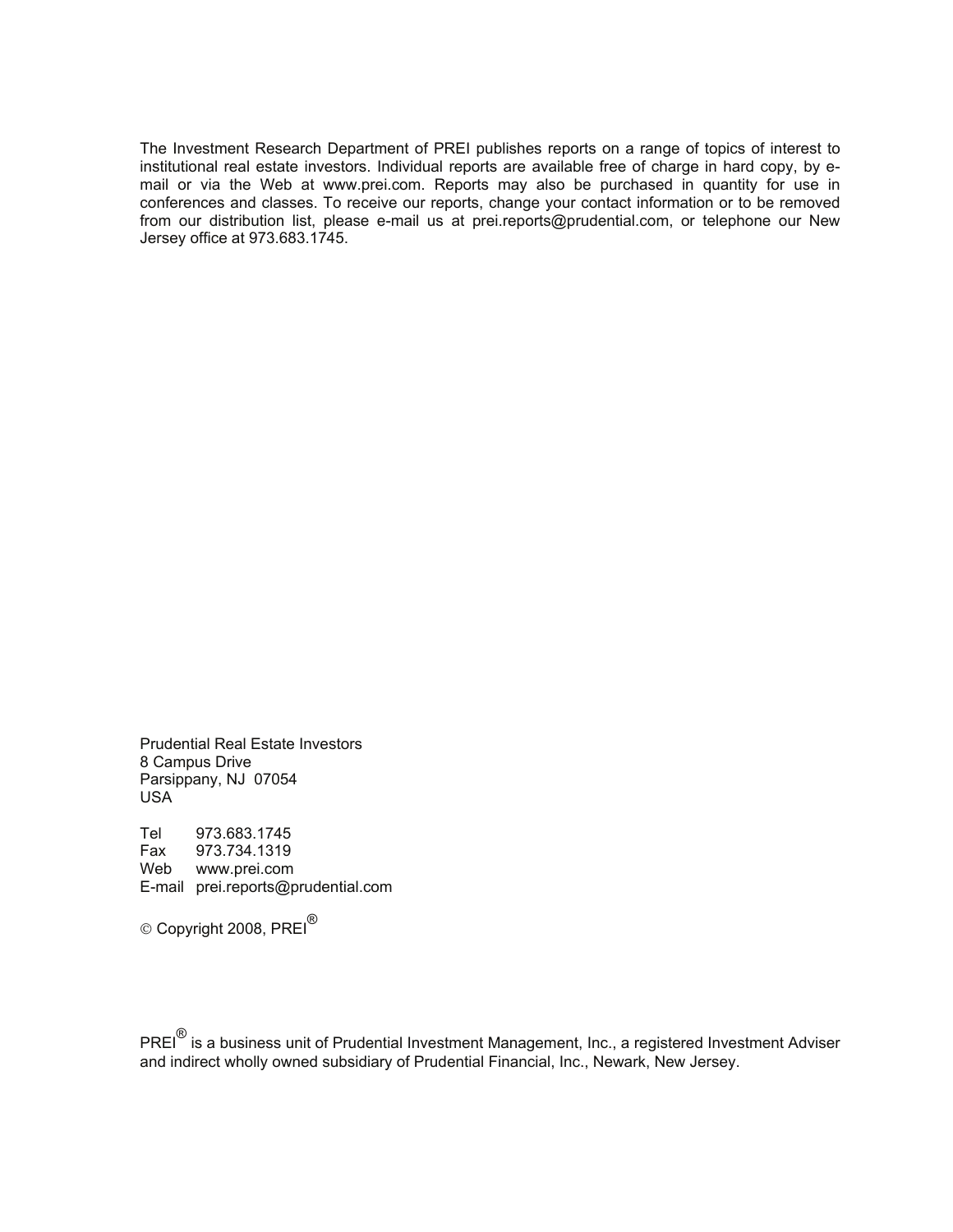The Investment Research Department of PREI publishes reports on a range of topics of interest to institutional real estate investors. Individual reports are available free of charge in hard copy, by e-mail or via the Web at www.prei.com. Reports may also be purchased in quantity for use in conferences and classes. To receive our reports, change your contact information or to be removed from our distribution list, please e-mail us at prei.reports@prudential.com, or telephone our New Jersey office at 973.683.1745.

Prudential Real Estate Investors
8 Campus Drive
Parsippany, NJ 07054
USA

Tel 973.683.1745
Fax 973.734.1319
Web www.prei.com
E-mail prei.reports@prudential.com

© Copyright 2008, PREI®

PREI® is a business unit of Prudential Investment Management, Inc., a registered Investment Adviser and indirect wholly owned subsidiary of Prudential Financial, Inc., Newark, New Jersey.